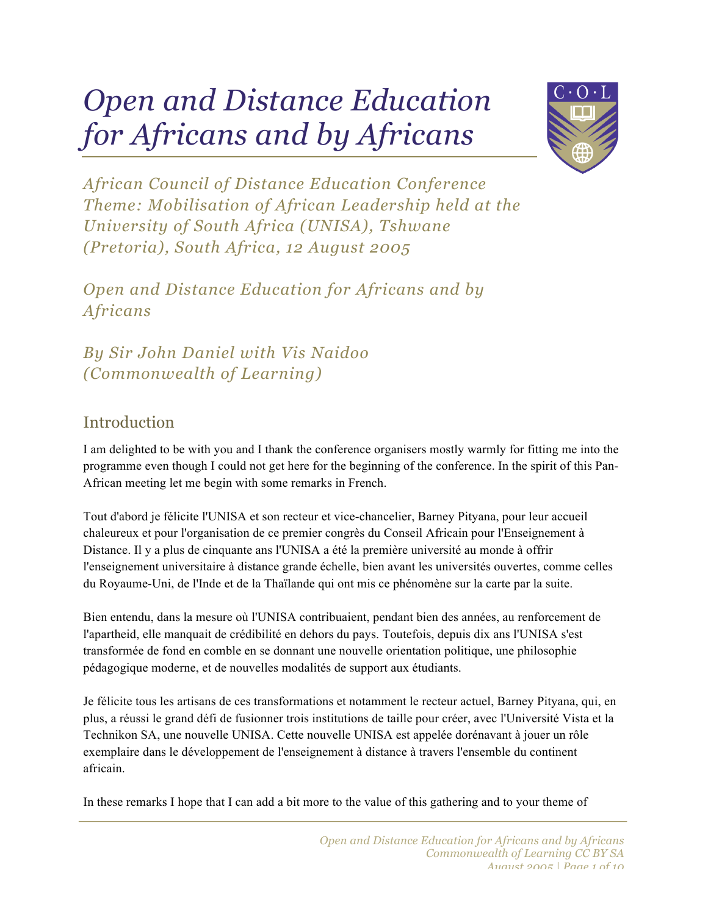# Open and Distance Education for Africans and by Africans

*African Council of Distance Education Conference Theme: Mobilisation of African Leadership held at the University of South Africa (UNISA), Tshwane (Pretoria), South Africa, 12 August 2005*

*Open and Distance Education for Africans and by Africans*

*By Sir John Daniel with Vis Naidoo (Commonwealth of Learning)*

## Introduction

I am delighted to be with you and I thank the conference organisers mostly warmly for fitting me into the programme even though I could not get here for the beginning of the conference. In the spirit of this Pan-African meeting let me begin with some remarks in French.

Tout d'abord je félicite l'UNISA et son recteur et vice-chancelier, Barney Pityana, pour leur accueil chaleureux et pour l'organisation de ce premier congrès du Conseil Africain pour l'Enseignement à Distance. Il y a plus de cinquante ans l'UNISA a été la première université au monde à offrir l'enseignement universitaire à distance grande échelle, bien avant les universités ouvertes, comme celles du Royaume-Uni, de l'Inde et de la Thaïlande qui ont mis ce phénomène sur la carte par la suite.

Bien entendu, dans la mesure où l'UNISA contribuaient, pendant bien des années, au renforcement de l'apartheid, elle manquait de crédibilité en dehors du pays. Toutefois, depuis dix ans l'UNISA s'est transformée de fond en comble en se donnant une nouvelle orientation politique, une philosophie pédagogique moderne, et de nouvelles modalités de support aux étudiants.

Je félicite tous les artisans de ces transformations et notamment le recteur actuel, Barney Pityana, qui, en plus, a réussi le grand défi de fusionner trois institutions de taille pour créer, avec l'Université Vista et la Technikon SA, une nouvelle UNISA. Cette nouvelle UNISA est appelée dorénavant à jouer un rôle exemplaire dans le développement de l'enseignement à distance à travers l'ensemble du continent africain.

In these remarks I hope that I can add a bit more to the value of this gathering and to your theme of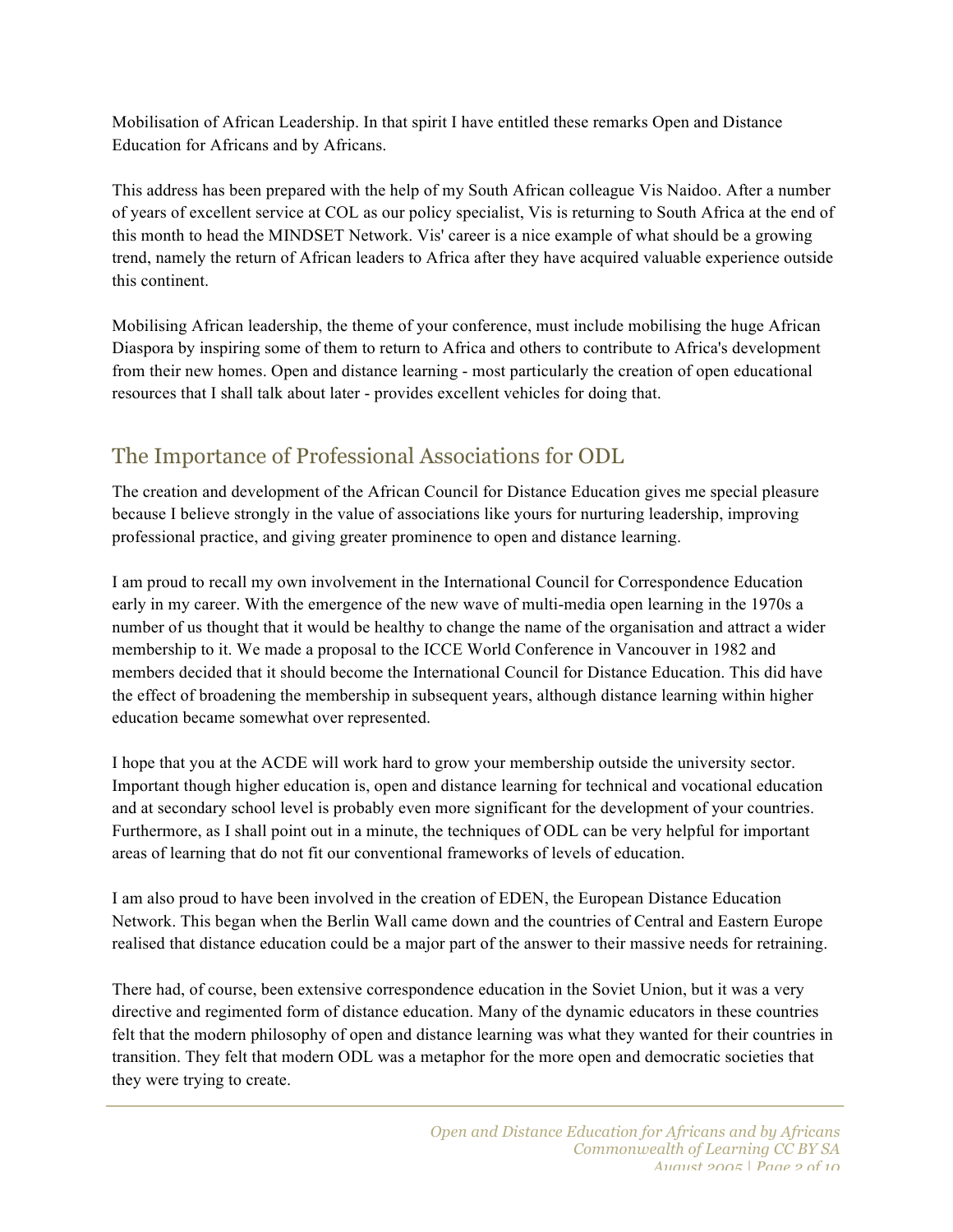Mobilisation of African Leadership. In that spirit I have entitled these remarks Open and Distance Education for Africans and by Africans.

This address has been prepared with the help of my South African colleague Vis Naidoo. After a number of years of excellent service at COL as our policy specialist, Vis is returning to South Africa at the end of this month to head the MINDSET Network. Vis' career is a nice example of what should be a growing trend, namely the return of African leaders to Africa after they have acquired valuable experience outside this continent.

Mobilising African leadership, the theme of your conference, must include mobilising the huge African Diaspora by inspiring some of them to return to Africa and others to contribute to Africa's development from their new homes. Open and distance learning - most particularly the creation of open educational resources that I shall talk about later - provides excellent vehicles for doing that.

## The Importance of Professional Associations for ODL

The creation and development of the African Council for Distance Education gives me special pleasure because I believe strongly in the value of associations like yours for nurturing leadership, improving professional practice, and giving greater prominence to open and distance learning.

I am proud to recall my own involvement in the International Council for Correspondence Education early in my career. With the emergence of the new wave of multi-media open learning in the 1970s a number of us thought that it would be healthy to change the name of the organisation and attract a wider membership to it. We made a proposal to the ICCE World Conference in Vancouver in 1982 and members decided that it should become the International Council for Distance Education. This did have the effect of broadening the membership in subsequent years, although distance learning within higher education became somewhat over represented.

I hope that you at the ACDE will work hard to grow your membership outside the university sector. Important though higher education is, open and distance learning for technical and vocational education and at secondary school level is probably even more significant for the development of your countries. Furthermore, as I shall point out in a minute, the techniques of ODL can be very helpful for important areas of learning that do not fit our conventional frameworks of levels of education.

I am also proud to have been involved in the creation of EDEN, the European Distance Education Network. This began when the Berlin Wall came down and the countries of Central and Eastern Europe realised that distance education could be a major part of the answer to their massive needs for retraining.

There had, of course, been extensive correspondence education in the Soviet Union, but it was a very directive and regimented form of distance education. Many of the dynamic educators in these countries felt that the modern philosophy of open and distance learning was what they wanted for their countries in transition. They felt that modern ODL was a metaphor for the more open and democratic societies that they were trying to create.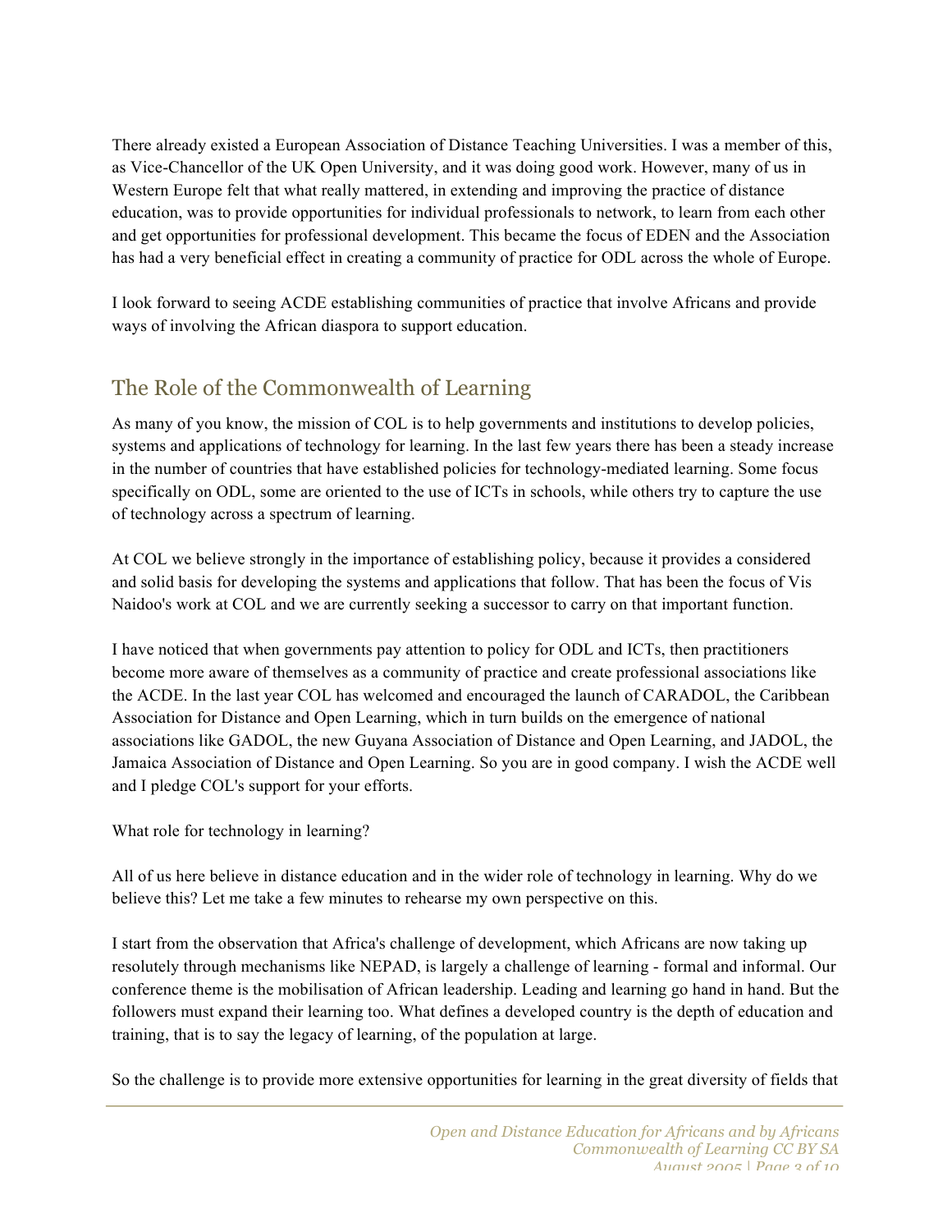There already existed a European Association of Distance Teaching Universities. I was a member of this, as Vice-Chancellor of the UK Open University, and it was doing good work. However, many of us in Western Europe felt that what really mattered, in extending and improving the practice of distance education, was to provide opportunities for individual professionals to network, to learn from each other and get opportunities for professional development. This became the focus of EDEN and the Association has had a very beneficial effect in creating a community of practice for ODL across the whole of Europe.

I look forward to seeing ACDE establishing communities of practice that involve Africans and provide ways of involving the African diaspora to support education.

## The Role of the Commonwealth of Learning

As many of you know, the mission of COL is to help governments and institutions to develop policies, systems and applications of technology for learning. In the last few years there has been a steady increase in the number of countries that have established policies for technology-mediated learning. Some focus specifically on ODL, some are oriented to the use of ICTs in schools, while others try to capture the use of technology across a spectrum of learning.

At COL we believe strongly in the importance of establishing policy, because it provides a considered and solid basis for developing the systems and applications that follow. That has been the focus of Vis Naidoo's work at COL and we are currently seeking a successor to carry on that important function.

I have noticed that when governments pay attention to policy for ODL and ICTs, then practitioners become more aware of themselves as a community of practice and create professional associations like the ACDE. In the last year COL has welcomed and encouraged the launch of CARADOL, the Caribbean Association for Distance and Open Learning, which in turn builds on the emergence of national associations like GADOL, the new Guyana Association of Distance and Open Learning, and JADOL, the Jamaica Association of Distance and Open Learning. So you are in good company. I wish the ACDE well and I pledge COL's support for your efforts.

What role for technology in learning?

All of us here believe in distance education and in the wider role of technology in learning. Why do we believe this? Let me take a few minutes to rehearse my own perspective on this.

I start from the observation that Africa's challenge of development, which Africans are now taking up resolutely through mechanisms like NEPAD, is largely a challenge of learning - formal and informal. Our conference theme is the mobilisation of African leadership. Leading and learning go hand in hand. But the followers must expand their learning too. What defines a developed country is the depth of education and training, that is to say the legacy of learning, of the population at large.

So the challenge is to provide more extensive opportunities for learning in the great diversity of fields that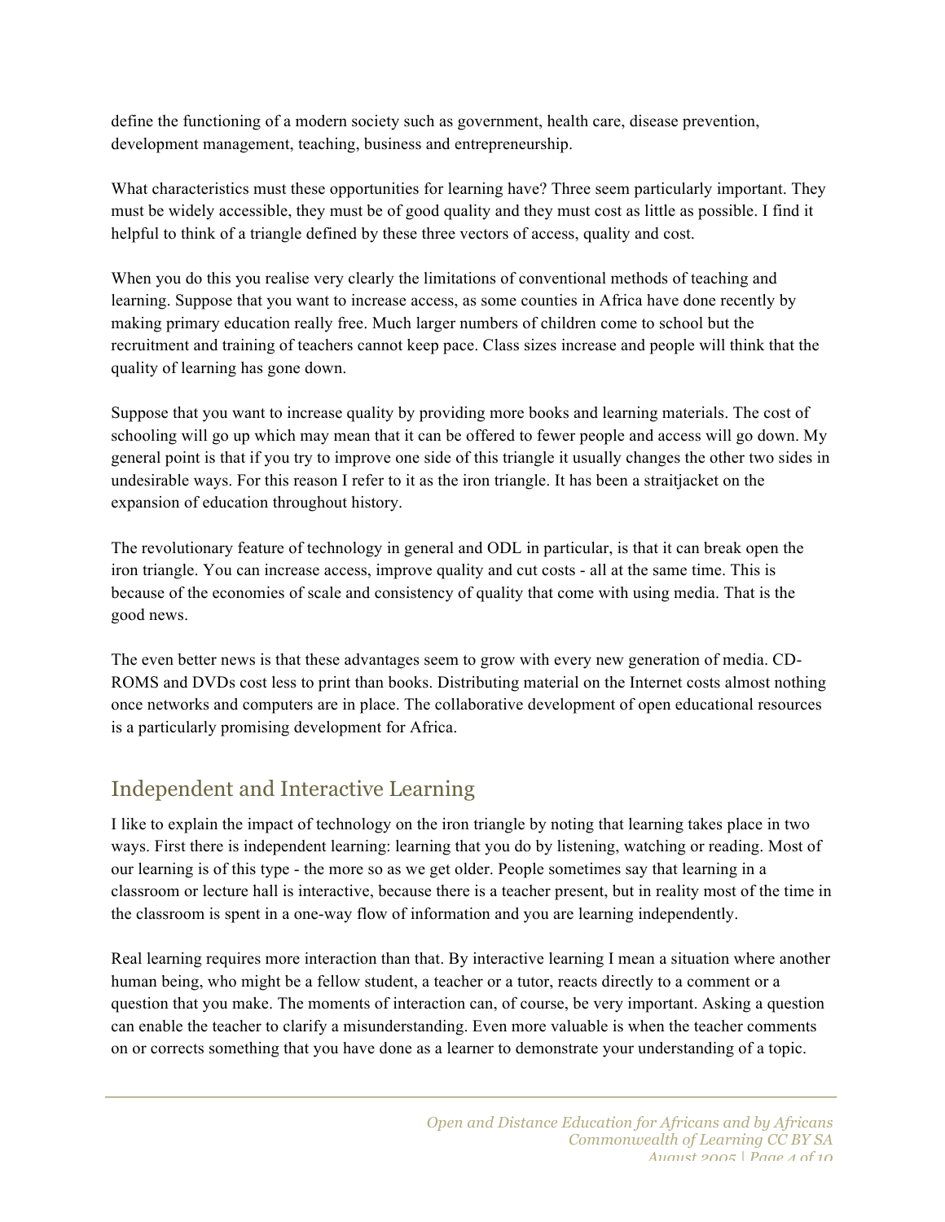define the functioning of a modern society such as government, health care, disease prevention, development management, teaching, business and entrepreneurship.

What characteristics must these opportunities for learning have? Three seem particularly important. They must be widely accessible, they must be of good quality and they must cost as little as possible. I find it helpful to think of a triangle defined by these three vectors of access, quality and cost.

When you do this you realise very clearly the limitations of conventional methods of teaching and learning. Suppose that you want to increase access, as some counties in Africa have done recently by making primary education really free. Much larger numbers of children come to school but the recruitment and training of teachers cannot keep pace. Class sizes increase and people will think that the quality of learning has gone down.

Suppose that you want to increase quality by providing more books and learning materials. The cost of schooling will go up which may mean that it can be offered to fewer people and access will go down. My general point is that if you try to improve one side of this triangle it usually changes the other two sides in undesirable ways. For this reason I refer to it as the iron triangle. It has been a straitjacket on the expansion of education throughout history.

The revolutionary feature of technology in general and ODL in particular, is that it can break open the iron triangle. You can increase access, improve quality and cut costs - all at the same time. This is because of the economies of scale and consistency of quality that come with using media. That is the good news.

The even better news is that these advantages seem to grow with every new generation of media. CD-ROMS and DVDs cost less to print than books. Distributing material on the Internet costs almost nothing once networks and computers are in place. The collaborative development of open educational resources is a particularly promising development for Africa.

## Independent and Interactive Learning

I like to explain the impact of technology on the iron triangle by noting that learning takes place in two ways. First there is independent learning: learning that you do by listening, watching or reading. Most of our learning is of this type - the more so as we get older. People sometimes say that learning in a classroom or lecture hall is interactive, because there is a teacher present, but in reality most of the time in the classroom is spent in a one-way flow of information and you are learning independently.

Real learning requires more interaction than that. By interactive learning I mean a situation where another human being, who might be a fellow student, a teacher or a tutor, reacts directly to a comment or a question that you make. The moments of interaction can, of course, be very important. Asking a question can enable the teacher to clarify a misunderstanding. Even more valuable is when the teacher comments on or corrects something that you have done as a learner to demonstrate your understanding of a topic.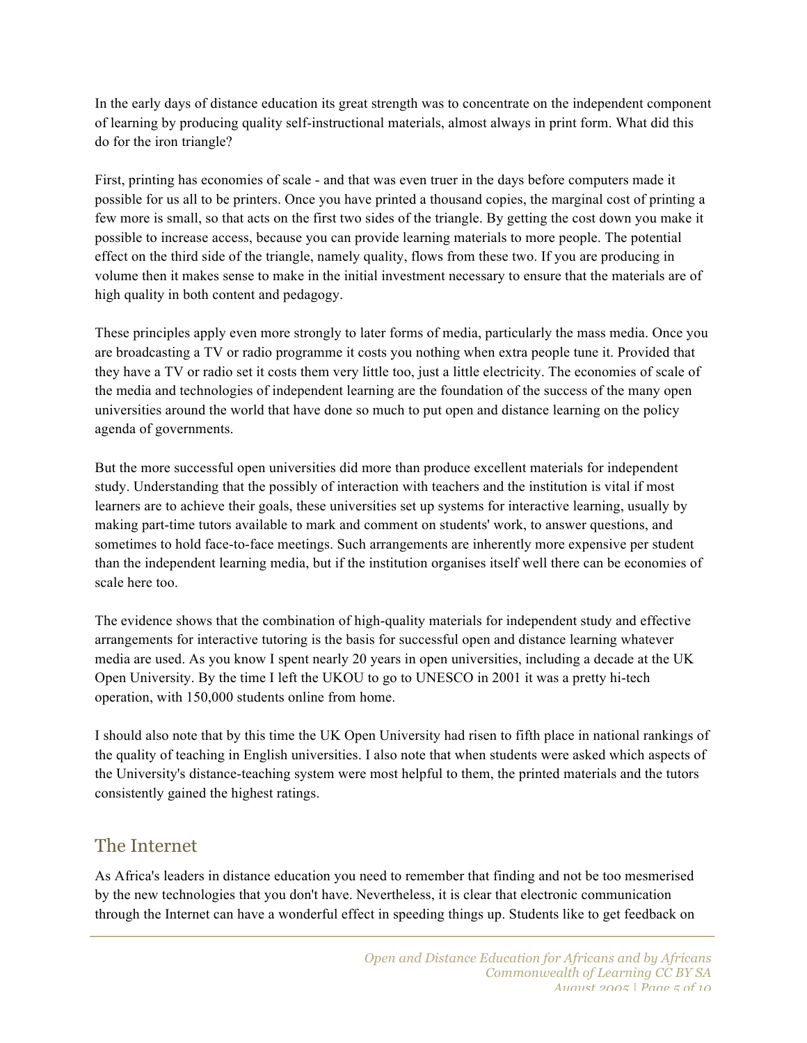In the early days of distance education its great strength was to concentrate on the independent component of learning by producing quality self-instructional materials, almost always in print form. What did this do for the iron triangle?

First, printing has economies of scale - and that was even truer in the days before computers made it possible for us all to be printers. Once you have printed a thousand copies, the marginal cost of printing a few more is small, so that acts on the first two sides of the triangle. By getting the cost down you make it possible to increase access, because you can provide learning materials to more people. The potential effect on the third side of the triangle, namely quality, flows from these two. If you are producing in volume then it makes sense to make in the initial investment necessary to ensure that the materials are of high quality in both content and pedagogy.

These principles apply even more strongly to later forms of media, particularly the mass media. Once you are broadcasting a TV or radio programme it costs you nothing when extra people tune it. Provided that they have a TV or radio set it costs them very little too, just a little electricity. The economies of scale of the media and technologies of independent learning are the foundation of the success of the many open universities around the world that have done so much to put open and distance learning on the policy agenda of governments.

But the more successful open universities did more than produce excellent materials for independent study. Understanding that the possibly of interaction with teachers and the institution is vital if most learners are to achieve their goals, these universities set up systems for interactive learning, usually by making part-time tutors available to mark and comment on students' work, to answer questions, and sometimes to hold face-to-face meetings. Such arrangements are inherently more expensive per student than the independent learning media, but if the institution organises itself well there can be economies of scale here too.

The evidence shows that the combination of high-quality materials for independent study and effective arrangements for interactive tutoring is the basis for successful open and distance learning whatever media are used. As you know I spent nearly 20 years in open universities, including a decade at the UK Open University. By the time I left the UKOU to go to UNESCO in 2001 it was a pretty hi-tech operation, with 150,000 students online from home.

I should also note that by this time the UK Open University had risen to fifth place in national rankings of the quality of teaching in English universities. I also note that when students were asked which aspects of the University's distance-teaching system were most helpful to them, the printed materials and the tutors consistently gained the highest ratings.

## The Internet

As Africa's leaders in distance education you need to remember that finding and not be too mesmerised by the new technologies that you don't have. Nevertheless, it is clear that electronic communication through the Internet can have a wonderful effect in speeding things up. Students like to get feedback on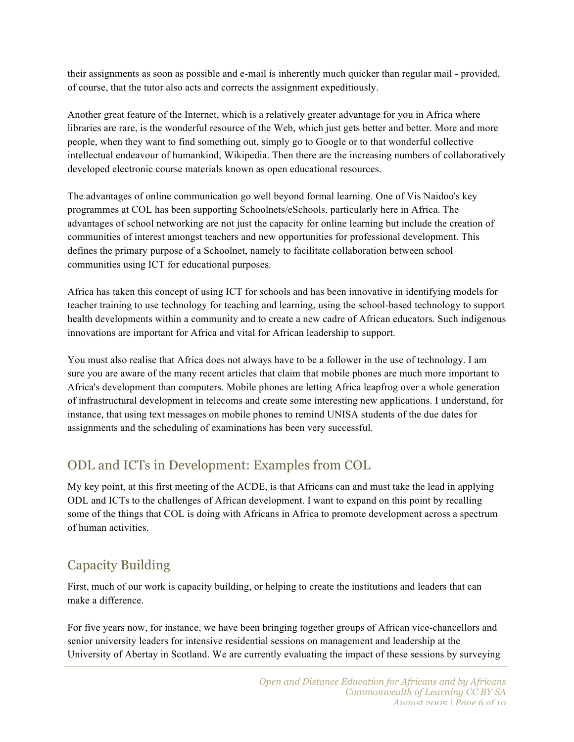their assignments as soon as possible and e-mail is inherently much quicker than regular mail - provided, of course, that the tutor also acts and corrects the assignment expeditiously.

Another great feature of the Internet, which is a relatively greater advantage for you in Africa where libraries are rare, is the wonderful resource of the Web, which just gets better and better. More and more people, when they want to find something out, simply go to Google or to that wonderful collective intellectual endeavour of humankind, Wikipedia. Then there are the increasing numbers of collaboratively developed electronic course materials known as open educational resources.

The advantages of online communication go well beyond formal learning. One of Vis Naidoo's key programmes at COL has been supporting Schoolnets/eSchools, particularly here in Africa. The advantages of school networking are not just the capacity for online learning but include the creation of communities of interest amongst teachers and new opportunities for professional development. This defines the primary purpose of a Schoolnet, namely to facilitate collaboration between school communities using ICT for educational purposes.

Africa has taken this concept of using ICT for schools and has been innovative in identifying models for teacher training to use technology for teaching and learning, using the school-based technology to support health developments within a community and to create a new cadre of African educators. Such indigenous innovations are important for Africa and vital for African leadership to support.

You must also realise that Africa does not always have to be a follower in the use of technology. I am sure you are aware of the many recent articles that claim that mobile phones are much more important to Africa's development than computers. Mobile phones are letting Africa leapfrog over a whole generation of infrastructural development in telecoms and create some interesting new applications. I understand, for instance, that using text messages on mobile phones to remind UNISA students of the due dates for assignments and the scheduling of examinations has been very successful.

## ODL and ICTs in Development: Examples from COL

My key point, at this first meeting of the ACDE, is that Africans can and must take the lead in applying ODL and ICTs to the challenges of African development. I want to expand on this point by recalling some of the things that COL is doing with Africans in Africa to promote development across a spectrum of human activities.

## Capacity Building

First, much of our work is capacity building, or helping to create the institutions and leaders that can make a difference.

For five years now, for instance, we have been bringing together groups of African vice-chancellors and senior university leaders for intensive residential sessions on management and leadership at the University of Abertay in Scotland. We are currently evaluating the impact of these sessions by surveying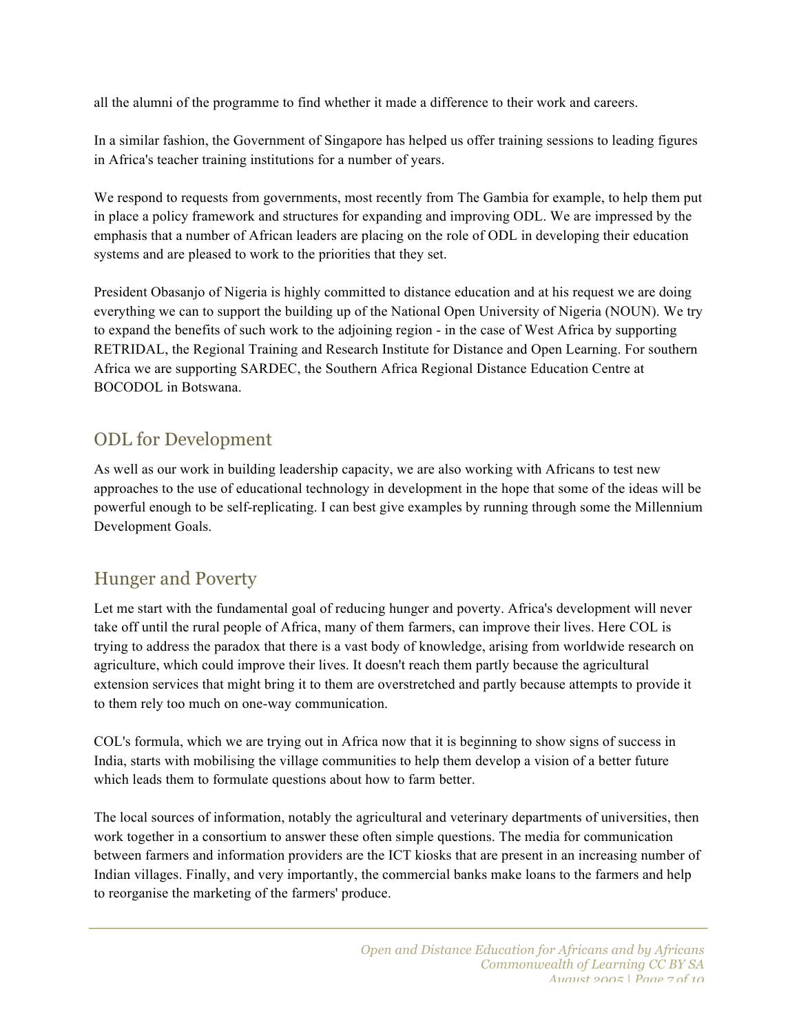all the alumni of the programme to find whether it made a difference to their work and careers.

In a similar fashion, the Government of Singapore has helped us offer training sessions to leading figures in Africa's teacher training institutions for a number of years.

We respond to requests from governments, most recently from The Gambia for example, to help them put in place a policy framework and structures for expanding and improving ODL. We are impressed by the emphasis that a number of African leaders are placing on the role of ODL in developing their education systems and are pleased to work to the priorities that they set.

President Obasanjo of Nigeria is highly committed to distance education and at his request we are doing everything we can to support the building up of the National Open University of Nigeria (NOUN). We try to expand the benefits of such work to the adjoining region - in the case of West Africa by supporting RETRIDAL, the Regional Training and Research Institute for Distance and Open Learning. For southern Africa we are supporting SARDEC, the Southern Africa Regional Distance Education Centre at BOCODOL in Botswana.

## ODL for Development

As well as our work in building leadership capacity, we are also working with Africans to test new approaches to the use of educational technology in development in the hope that some of the ideas will be powerful enough to be self-replicating. I can best give examples by running through some the Millennium Development Goals.

## Hunger and Poverty

Let me start with the fundamental goal of reducing hunger and poverty. Africa's development will never take off until the rural people of Africa, many of them farmers, can improve their lives. Here COL is trying to address the paradox that there is a vast body of knowledge, arising from worldwide research on agriculture, which could improve their lives. It doesn't reach them partly because the agricultural extension services that might bring it to them are overstretched and partly because attempts to provide it to them rely too much on one-way communication.

COL's formula, which we are trying out in Africa now that it is beginning to show signs of success in India, starts with mobilising the village communities to help them develop a vision of a better future which leads them to formulate questions about how to farm better.

The local sources of information, notably the agricultural and veterinary departments of universities, then work together in a consortium to answer these often simple questions. The media for communication between farmers and information providers are the ICT kiosks that are present in an increasing number of Indian villages. Finally, and very importantly, the commercial banks make loans to the farmers and help to reorganise the marketing of the farmers' produce.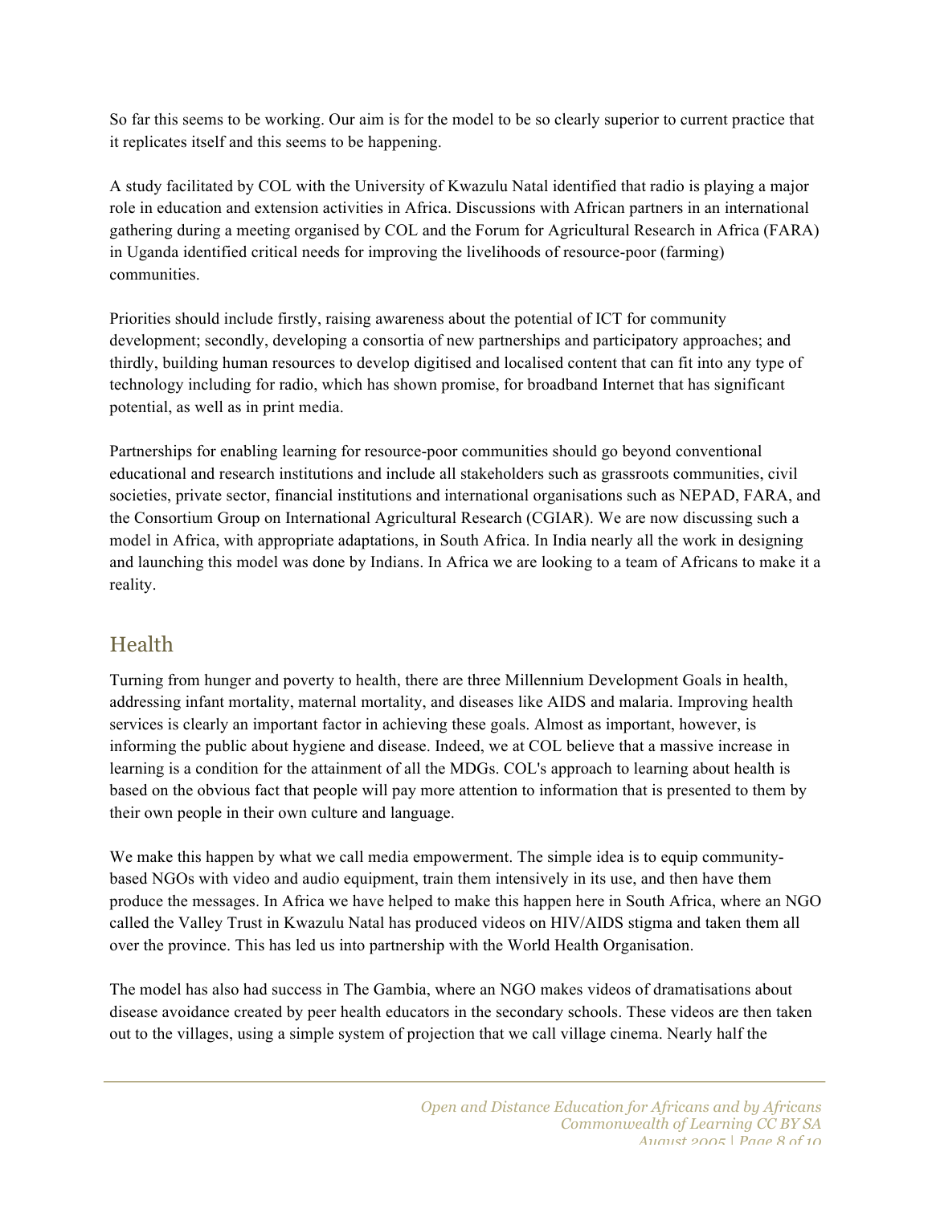So far this seems to be working. Our aim is for the model to be so clearly superior to current practice that it replicates itself and this seems to be happening.

A study facilitated by COL with the University of Kwazulu Natal identified that radio is playing a major role in education and extension activities in Africa. Discussions with African partners in an international gathering during a meeting organised by COL and the Forum for Agricultural Research in Africa (FARA) in Uganda identified critical needs for improving the livelihoods of resource-poor (farming) communities.

Priorities should include firstly, raising awareness about the potential of ICT for community development; secondly, developing a consortia of new partnerships and participatory approaches; and thirdly, building human resources to develop digitised and localised content that can fit into any type of technology including for radio, which has shown promise, for broadband Internet that has significant potential, as well as in print media.

Partnerships for enabling learning for resource-poor communities should go beyond conventional educational and research institutions and include all stakeholders such as grassroots communities, civil societies, private sector, financial institutions and international organisations such as NEPAD, FARA, and the Consortium Group on International Agricultural Research (CGIAR). We are now discussing such a model in Africa, with appropriate adaptations, in South Africa. In India nearly all the work in designing and launching this model was done by Indians. In Africa we are looking to a team of Africans to make it a reality.

## Health

Turning from hunger and poverty to health, there are three Millennium Development Goals in health, addressing infant mortality, maternal mortality, and diseases like AIDS and malaria. Improving health services is clearly an important factor in achieving these goals. Almost as important, however, is informing the public about hygiene and disease. Indeed, we at COL believe that a massive increase in learning is a condition for the attainment of all the MDGs. COL's approach to learning about health is based on the obvious fact that people will pay more attention to information that is presented to them by their own people in their own culture and language.

We make this happen by what we call media empowerment. The simple idea is to equip community-based NGOs with video and audio equipment, train them intensively in its use, and then have them produce the messages. In Africa we have helped to make this happen here in South Africa, where an NGO called the Valley Trust in Kwazulu Natal has produced videos on HIV/AIDS stigma and taken them all over the province. This has led us into partnership with the World Health Organisation.

The model has also had success in The Gambia, where an NGO makes videos of dramatisations about disease avoidance created by peer health educators in the secondary schools. These videos are then taken out to the villages, using a simple system of projection that we call village cinema. Nearly half the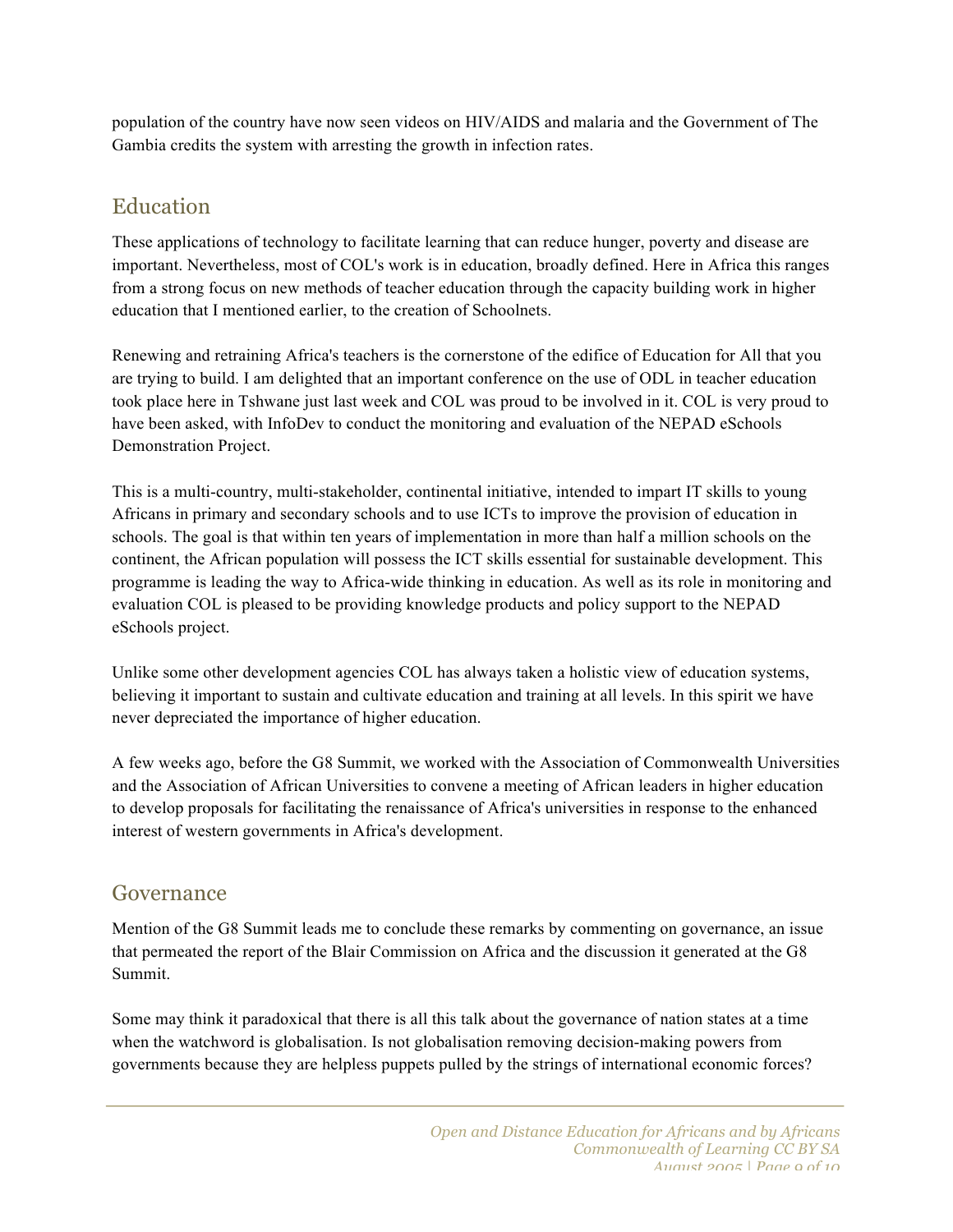population of the country have now seen videos on HIV/AIDS and malaria and the Government of The Gambia credits the system with arresting the growth in infection rates.

## Education

These applications of technology to facilitate learning that can reduce hunger, poverty and disease are important. Nevertheless, most of COL's work is in education, broadly defined. Here in Africa this ranges from a strong focus on new methods of teacher education through the capacity building work in higher education that I mentioned earlier, to the creation of Schoolnets.

Renewing and retraining Africa's teachers is the cornerstone of the edifice of Education for All that you are trying to build. I am delighted that an important conference on the use of ODL in teacher education took place here in Tshwane just last week and COL was proud to be involved in it. COL is very proud to have been asked, with InfoDev to conduct the monitoring and evaluation of the NEPAD eSchools Demonstration Project.

This is a multi-country, multi-stakeholder, continental initiative, intended to impart IT skills to young Africans in primary and secondary schools and to use ICTs to improve the provision of education in schools. The goal is that within ten years of implementation in more than half a million schools on the continent, the African population will possess the ICT skills essential for sustainable development. This programme is leading the way to Africa-wide thinking in education. As well as its role in monitoring and evaluation COL is pleased to be providing knowledge products and policy support to the NEPAD eSchools project.

Unlike some other development agencies COL has always taken a holistic view of education systems, believing it important to sustain and cultivate education and training at all levels. In this spirit we have never depreciated the importance of higher education.

A few weeks ago, before the G8 Summit, we worked with the Association of Commonwealth Universities and the Association of African Universities to convene a meeting of African leaders in higher education to develop proposals for facilitating the renaissance of Africa's universities in response to the enhanced interest of western governments in Africa's development.

## Governance

Mention of the G8 Summit leads me to conclude these remarks by commenting on governance, an issue that permeated the report of the Blair Commission on Africa and the discussion it generated at the G8 Summit.

Some may think it paradoxical that there is all this talk about the governance of nation states at a time when the watchword is globalisation. Is not globalisation removing decision-making powers from governments because they are helpless puppets pulled by the strings of international economic forces?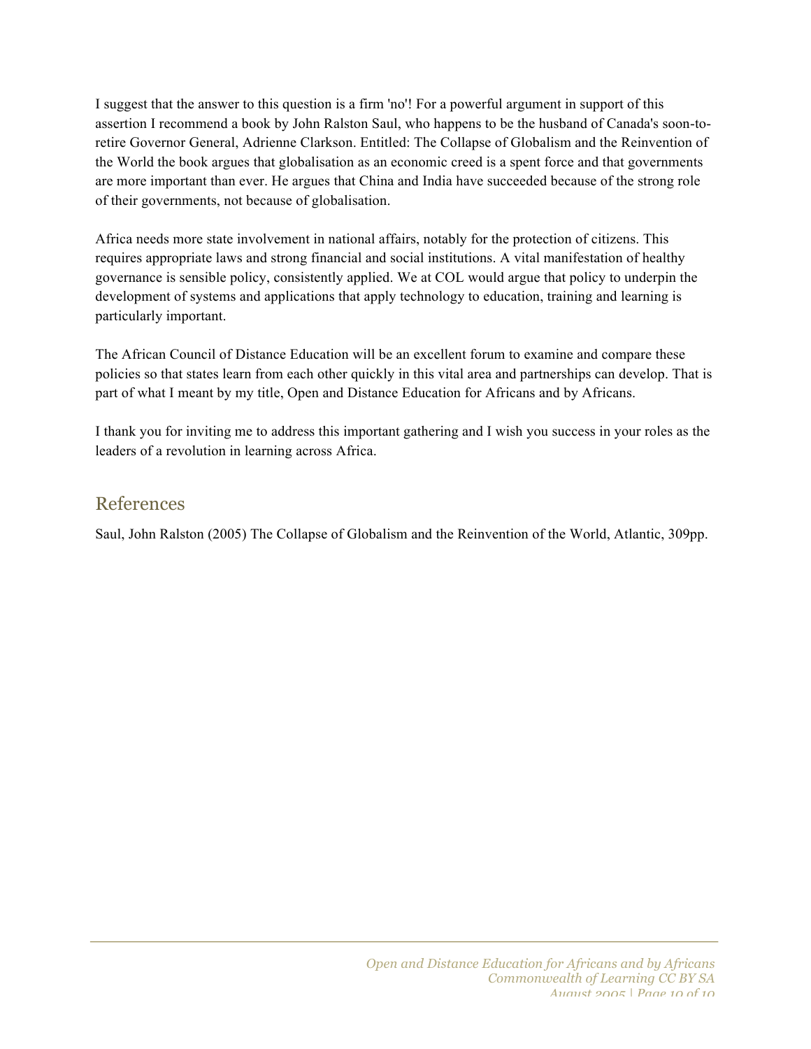I suggest that the answer to this question is a firm 'no'! For a powerful argument in support of this assertion I recommend a book by John Ralston Saul, who happens to be the husband of Canada's soon-to-retire Governor General, Adrienne Clarkson. Entitled: The Collapse of Globalism and the Reinvention of the World the book argues that globalisation as an economic creed is a spent force and that governments are more important than ever. He argues that China and India have succeeded because of the strong role of their governments, not because of globalisation.

Africa needs more state involvement in national affairs, notably for the protection of citizens. This requires appropriate laws and strong financial and social institutions. A vital manifestation of healthy governance is sensible policy, consistently applied. We at COL would argue that policy to underpin the development of systems and applications that apply technology to education, training and learning is particularly important.

The African Council of Distance Education will be an excellent forum to examine and compare these policies so that states learn from each other quickly in this vital area and partnerships can develop. That is part of what I meant by my title, Open and Distance Education for Africans and by Africans.

I thank you for inviting me to address this important gathering and I wish you success in your roles as the leaders of a revolution in learning across Africa.

## References

Saul, John Ralston (2005) The Collapse of Globalism and the Reinvention of the World, Atlantic, 309pp.